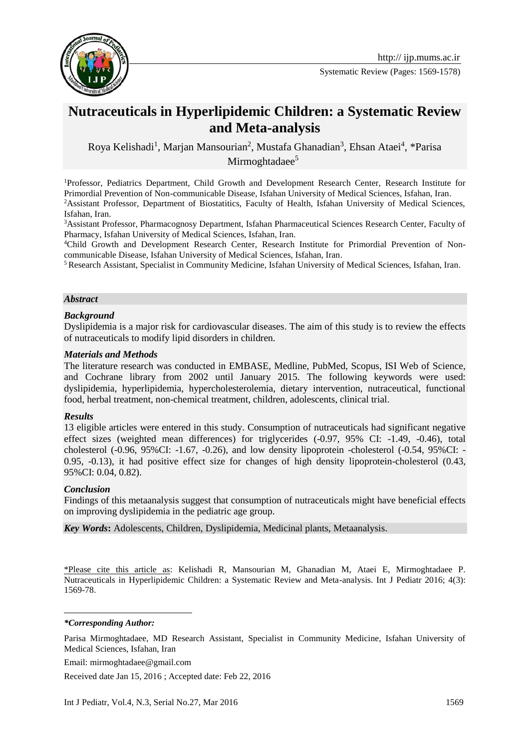Systematic Review (Pages: 1569-1578)

# Nutraceuticals in Hyperlipidemic Children: a Systematic Review and Meta-analysis

Roya Kelishadi[1], Marjan Mansourian[2], Mustafa Ghanadian[3], Ehsan Ataei[4], *Parisa Mirmoghtadaee[5]

[1]Professor, Pediatrics Department, Child Growth and Development Research Center, Research Institute for Primordial Prevention of Non-communicable Disease, Isfahan University of Medical Sciences, Isfahan, Iran.
[2]Assistant Professor, Department of Biostatitics, Faculty of Health, Isfahan University of Medical Sciences, Isfahan, Iran.
[3]Assistant Professor, Pharmacognosy Department, Isfahan Pharmaceutical Sciences Research Center, Faculty of Pharmacy, Isfahan University of Medical Sciences, Isfahan, Iran.
[4]Child Growth and Development Research Center, Research Institute for Primordial Prevention of Non-communicable Disease, Isfahan University of Medical Sciences, Isfahan, Iran.
[5]Research Assistant, Specialist in Community Medicine, Isfahan University of Medical Sciences, Isfahan, Iran.

### *Abstract*

#### *Background*

Dyslipidemia is a major risk for cardiovascular diseases. The aim of this study is to review the effects of nutraceuticals to modify lipid disorders in children.

#### *Materials and Methods*

The literature research was conducted in EMBASE, Medline, PubMed, Scopus, ISI Web of Science, and Cochrane library from 2002 until January 2015. The following keywords were used: dyslipidemia, hyperlipidemia, hypercholesterolemia, dietary intervention, nutraceutical, functional food, herbal treatment, non-chemical treatment, children, adolescents, clinical trial.

#### *Results*

13 eligible articles were entered in this study. Consumption of nutraceuticals had significant negative effect sizes (weighted mean differences) for triglycerides (-0.97, 95% CI: -1.49, -0.46), total cholesterol (-0.96, 95%CI: -1.67, -0.26), and low density lipoprotein -cholesterol (-0.54, 95%CI: -0.95, -0.13), it had positive effect size for changes of high density lipoprotein-cholesterol (0.43, 95%CI: 0.04, 0.82).

#### *Conclusion*

Findings of this metaanalysis suggest that consumption of nutraceuticals might have beneficial effects on improving dyslipidemia in the pediatric age group.

***Key Words*:** Adolescents, Children, Dyslipidemia, Medicinal plants, Metaanalysis.

\*Please cite this article as: Kelishadi R, Mansourian M, Ghanadian M, Ataei E, Mirmoghtadaee P. Nutraceuticals in Hyperlipidemic Children: a Systematic Review and Meta-analysis. Int J Pediatr 2016; 4(3): 1569-78.

***\*Corresponding Author:***

Parisa Mirmoghtadaee, MD Research Assistant, Specialist in Community Medicine, Isfahan University of Medical Sciences, Isfahan, Iran

Email: mirmoghtadaee@gmail.com

Received date Jan 15, 2016 ; Accepted date: Feb 22, 2016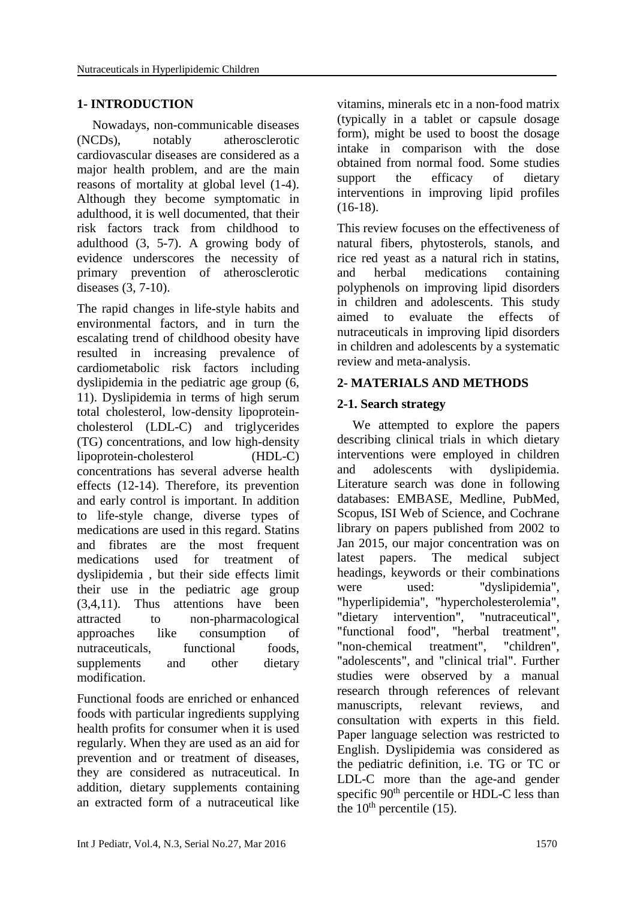## 1- INTRODUCTION

Nowadays, non-communicable diseases (NCDs), notably atherosclerotic cardiovascular diseases are considered as a major health problem, and are the main reasons of mortality at global level (1-4). Although they become symptomatic in adulthood, it is well documented, that their risk factors track from childhood to adulthood (3, 5-7). A growing body of evidence underscores the necessity of primary prevention of atherosclerotic diseases (3, 7-10).

The rapid changes in life-style habits and environmental factors, and in turn the escalating trend of childhood obesity have resulted in increasing prevalence of cardiometabolic risk factors including dyslipidemia in the pediatric age group (6, 11). Dyslipidemia in terms of high serum total cholesterol, low-density lipoprotein-cholesterol (LDL-C) and triglycerides (TG) concentrations, and low high-density lipoprotein-cholesterol (HDL-C) concentrations has several adverse health effects (12-14). Therefore, its prevention and early control is important. In addition to life-style change, diverse types of medications are used in this regard. Statins and fibrates are the most frequent medications used for treatment of dyslipidemia , but their side effects limit their use in the pediatric age group (3,4,11). Thus attentions have been attracted to non-pharmacological approaches like consumption of nutraceuticals, functional foods, supplements and other dietary modification.

Functional foods are enriched or enhanced foods with particular ingredients supplying health profits for consumer when it is used regularly. When they are used as an aid for prevention and or treatment of diseases, they are considered as nutraceutical. In addition, dietary supplements containing an extracted form of a nutraceutical like vitamins, minerals etc in a non-food matrix (typically in a tablet or capsule dosage form), might be used to boost the dosage intake in comparison with the dose obtained from normal food. Some studies support the efficacy of dietary interventions in improving lipid profiles (16-18).

This review focuses on the effectiveness of natural fibers, phytosterols, stanols, and rice red yeast as a natural rich in statins, and herbal medications containing polyphenols on improving lipid disorders in children and adolescents. This study aimed to evaluate the effects of nutraceuticals in improving lipid disorders in children and adolescents by a systematic review and meta-analysis.

## 2- MATERIALS AND METHODS

### 2-1. Search strategy

We attempted to explore the papers describing clinical trials in which dietary interventions were employed in children and adolescents with dyslipidemia. Literature search was done in following databases: EMBASE, Medline, PubMed, Scopus, ISI Web of Science, and Cochrane library on papers published from 2002 to Jan 2015, our major concentration was on latest papers. The medical subject headings, keywords or their combinations were used: "dyslipidemia", "hyperlipidemia", "hypercholesterolemia", "dietary intervention", "nutraceutical", "functional food", "herbal treatment", "non-chemical treatment", "children", "adolescents", and "clinical trial". Further studies were observed by a manual research through references of relevant manuscripts, relevant reviews, and consultation with experts in this field. Paper language selection was restricted to English. Dyslipidemia was considered as the pediatric definition, i.e. TG or TC or LDL-C more than the age-and gender specific $90^{th}$ percentile or HDL-C less than the $10^{th}$ percentile (15).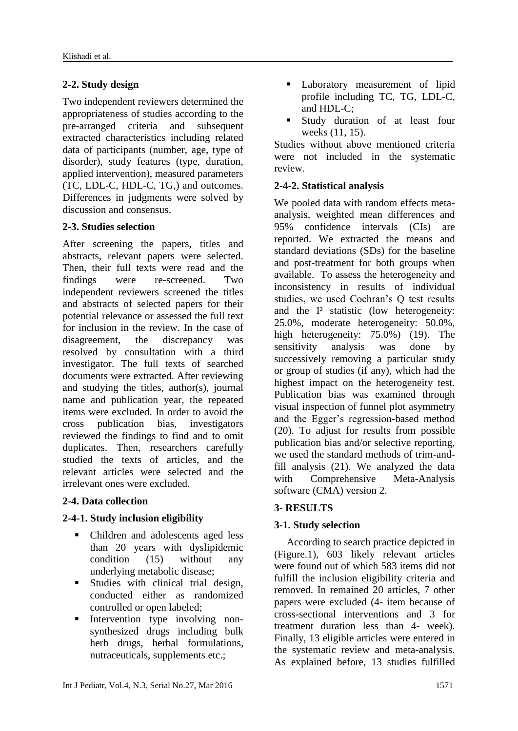## 2-2. Study design

Two independent reviewers determined the appropriateness of studies according to the pre-arranged criteria and subsequent extracted characteristics including related data of participants (number, age, type of disorder), study features (type, duration, applied intervention), measured parameters (TC, LDL-C, HDL-C, TG,) and outcomes. Differences in judgments were solved by discussion and consensus.

## 2-3. Studies selection

After screening the papers, titles and abstracts, relevant papers were selected. Then, their full texts were read and the findings were re-screened. Two independent reviewers screened the titles and abstracts of selected papers for their potential relevance or assessed the full text for inclusion in the review. In the case of disagreement, the discrepancy was resolved by consultation with a third investigator. The full texts of searched documents were extracted. After reviewing and studying the titles, author(s), journal name and publication year, the repeated items were excluded. In order to avoid the cross publication bias, investigators reviewed the findings to find and to omit duplicates. Then, researchers carefully studied the texts of articles, and the relevant articles were selected and the irrelevant ones were excluded.

## 2-4. Data collection

### 2-4-1. Study inclusion eligibility

- Children and adolescents aged less than 20 years with dyslipidemic condition (15) without any underlying metabolic disease;
- Studies with clinical trial design, conducted either as randomized controlled or open labeled;
- Intervention type involving non-synthesized drugs including bulk herb drugs, herbal formulations, nutraceuticals, supplements etc.;
- Laboratory measurement of lipid profile including TC, TG, LDL-C, and HDL-C;
- Study duration of at least four weeks (11, 15).

Studies without above mentioned criteria were not included in the systematic review.

### 2-4-2. Statistical analysis

We pooled data with random effects meta-analysis, weighted mean differences and 95% confidence intervals (CIs) are reported. We extracted the means and standard deviations (SDs) for the baseline and post-treatment for both groups when available. To assess the heterogeneity and inconsistency in results of individual studies, we used Cochran's Q test results and the $I^2$ statistic (low heterogeneity: 25.0%, moderate heterogeneity: 50.0%, high heterogeneity: 75.0%) (19). The sensitivity analysis was done by successively removing a particular study or group of studies (if any), which had the highest impact on the heterogeneity test. Publication bias was examined through visual inspection of funnel plot asymmetry and the Egger's regression-based method (20). To adjust for results from possible publication bias and/or selective reporting, we used the standard methods of trim-and-fill analysis (21). We analyzed the data with Comprehensive Meta-Analysis software (CMA) version 2.

# 3- RESULTS

## 3-1. Study selection

According to search practice depicted in (Figure.1), 603 likely relevant articles were found out of which 583 items did not fulfill the inclusion eligibility criteria and removed. In remained 20 articles, 7 other papers were excluded (4- item because of cross-sectional interventions and 3 for treatment duration less than 4- week). Finally, 13 eligible articles were entered in the systematic review and meta-analysis. As explained before, 13 studies fulfilled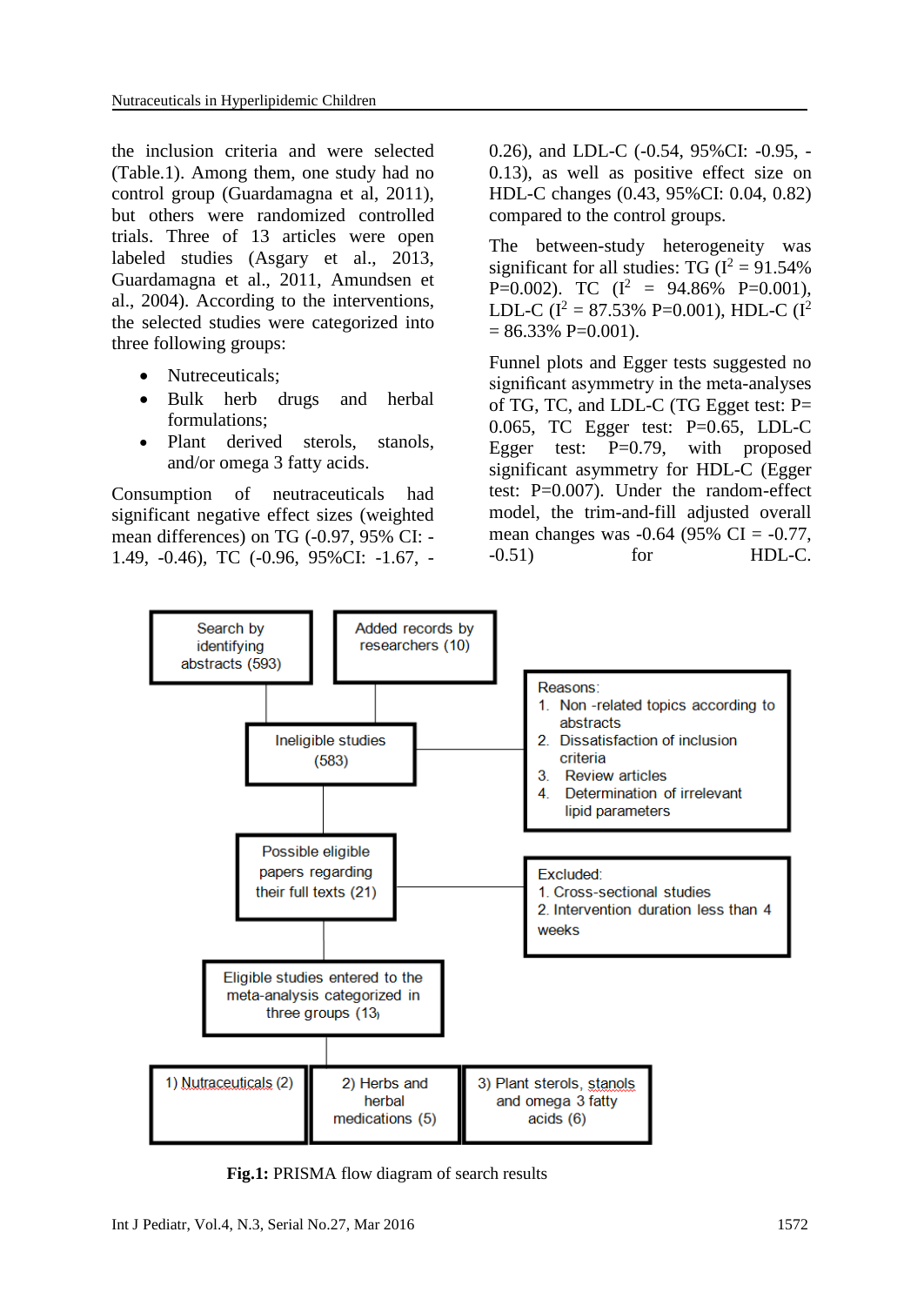the inclusion criteria and were selected (Table.1). Among them, one study had no control group (Guardamagna et al, 2011), but others were randomized controlled trials. Three of 13 articles were open labeled studies (Asgary et al., 2013, Guardamagna et al., 2011, Amundsen et al., 2004). According to the interventions, the selected studies were categorized into three following groups:

- Nutreceuticals;
- Bulk herb drugs and herbal formulations;
- Plant derived sterols, stanols, and/or omega 3 fatty acids.

Consumption of neutraceuticals had significant negative effect sizes (weighted mean differences) on TG (-0.97, 95% CI: -1.49, -0.46), TC (-0.96, 95%CI: -1.67, -0.26), and LDL-C (-0.54, 95%CI: -0.95, -0.13), as well as positive effect size on HDL-C changes (0.43, 95%CI: 0.04, 0.82) compared to the control groups.

The between-study heterogeneity was significant for all studies: TG ($I^2$ = 91.54% P=0.002). TC ($I^2$ = 94.86% P=0.001), LDL-C ($I^2$ = 87.53% P=0.001), HDL-C ($I^2$ = 86.33% P=0.001).

Funnel plots and Egger tests suggested no significant asymmetry in the meta-analyses of TG, TC, and LDL-C (TG Egget test: P= 0.065, TC Egger test: P=0.65, LDL-C Egger test: P=0.79, with proposed significant asymmetry for HDL-C (Egger test: P=0.007). Under the random-effect model, the trim-and-fill adjusted overall mean changes was -0.64 (95% CI = -0.77, -0.51) for HDL-C.

Search by identifying abstracts (593)

Added records by researchers (10)

Ineligible studies (583)

Reasons:
1. Non -related topics according to abstracts
2. Dissatisfaction of inclusion criteria
3. Review articles
4. Determination of irrelevant lipid parameters

Possible eligible papers regarding their full texts (21)

Excluded:
1. Cross-sectional studies
2. Intervention duration less than 4 weeks

Eligible studies entered to the meta-analysis categorized in three groups (13)

1) Nutraceuticals (2)

2) Herbs and herbal medications (5)

3) Plant sterols, stanols and omega 3 fatty acids (6)

**Fig.1:** PRISMA flow diagram of search results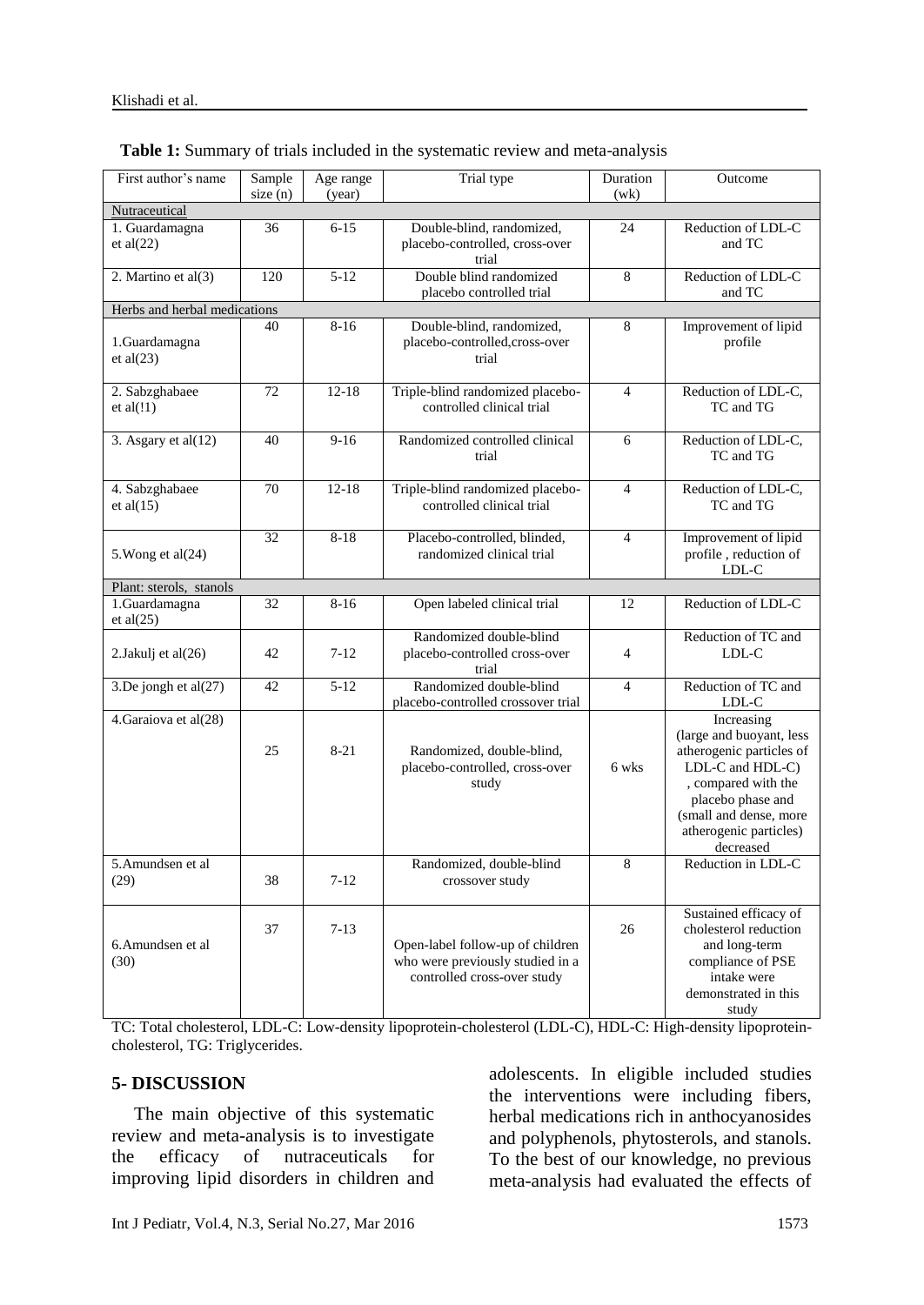**Table 1:** Summary of trials included in the systematic review and meta-analysis

| First author's name | Sample size (n) | Age range (year) | Trial type | Duration (wk) | Outcome |
|---|---|---|---|---|---|
| Nutraceutical | | | | | |
| 1. Guardamagna et al(22) | 36 | 6-15 | Double-blind, randomized, placebo-controlled, cross-over trial | 24 | Reduction of LDL-C and TC |
| 2. Martino et al(3) | 120 | 5-12 | Double blind randomized placebo controlled trial | 8 | Reduction of LDL-C and TC |
| Herbs and herbal medications | | | | | |
| 1.Guardamagna et al(23) | 40 | 8-16 | Double-blind, randomized, placebo-controlled,cross-over trial | 8 | Improvement of lipid profile |
| 2. Sabzghabaee et al(!1) | 72 | 12-18 | Triple-blind randomized placebo-controlled clinical trial | 4 | Reduction of LDL-C, TC and TG |
| 3. Asgary et al(12) | 40 | 9-16 | Randomized controlled clinical trial | 6 | Reduction of LDL-C, TC and TG |
| 4. Sabzghabaee et al(15) | 70 | 12-18 | Triple-blind randomized placebo-controlled clinical trial | 4 | Reduction of LDL-C, TC and TG |
| 5.Wong et al(24) | 32 | 8-18 | Placebo-controlled, blinded, randomized clinical trial | 4 | Improvement of lipid profile , reduction of LDL-C |
| Plant: sterols, stanols | | | | | |
| 1.Guardamagna et al(25) | 32 | 8-16 | Open labeled clinical trial | 12 | Reduction of LDL-C |
| 2.Jakulj et al(26) | 42 | 7-12 | Randomized double-blind placebo-controlled cross-over trial | 4 | Reduction of TC and LDL-C |
| 3.De jongh et al(27) | 42 | 5-12 | Randomized double-blind placebo-controlled crossover trial | 4 | Reduction of TC and LDL-C |
| 4.Garaiova et al(28) | 25 | 8-21 | Randomized, double-blind, placebo-controlled, cross-over study | 6 wks | Increasing (large and buoyant, less atherogenic particles of LDL-C and HDL-C) , compared with the placebo phase and (small and dense, more atherogenic particles) decreased |
| 5.Amundsen et al (29) | 38 | 7-12 | Randomized, double-blind crossover study | 8 | Reduction in LDL-C |
| 6.Amundsen et al (30) | 37 | 7-13 | Open-label follow-up of children who were previously studied in a controlled cross-over study | 26 | Sustained efficacy of cholesterol reduction and long-term compliance of PSE intake were demonstrated in this study |

TC: Total cholesterol, LDL-C: Low-density lipoprotein-cholesterol (LDL-C), HDL-C: High-density lipoprotein-cholesterol, TG: Triglycerides.

## 5- DISCUSSION

The main objective of this systematic review and meta-analysis is to investigate the efficacy of nutraceuticals for improving lipid disorders in children and adolescents. In eligible included studies the interventions were including fibers, herbal medications rich in anthocyanosides and polyphenols, phytosterols, and stanols. To the best of our knowledge, no previous meta-analysis had evaluated the effects of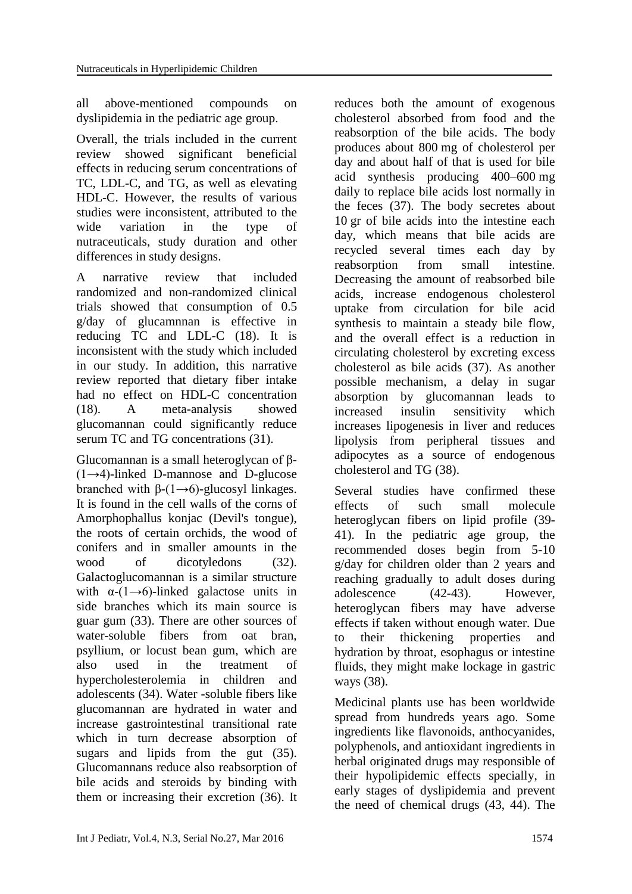all above-mentioned compounds on dyslipidemia in the pediatric age group.

Overall, the trials included in the current review showed significant beneficial effects in reducing serum concentrations of TC, LDL-C, and TG, as well as elevating HDL-C. However, the results of various studies were inconsistent, attributed to the wide variation in the type of nutraceuticals, study duration and other differences in study designs.

A narrative review that included randomized and non-randomized clinical trials showed that consumption of 0.5 g/day of glucamnnan is effective in reducing TC and LDL-C (18). It is inconsistent with the study which included in our study. In addition, this narrative review reported that dietary fiber intake had no effect on HDL-C concentration (18). A meta-analysis showed glucomannan could significantly reduce serum TC and TG concentrations (31).

Glucomannan is a small heteroglycan of β-(1→4)-linked D-mannose and D-glucose branched with β-(1→6)-glucosyl linkages. It is found in the cell walls of the corns of Amorphophallus konjac (Devil's tongue), the roots of certain orchids, the wood of conifers and in smaller amounts in the wood of dicotyledons (32). Galactoglucomannan is a similar structure with α-(1→6)-linked galactose units in side branches which its main source is guar gum (33). There are other sources of water-soluble fibers from oat bran, psyllium, or locust bean gum, which are also used in the treatment of hypercholesterolemia in children and adolescents (34). Water -soluble fibers like glucomannan are hydrated in water and increase gastrointestinal transitional rate which in turn decrease absorption of sugars and lipids from the gut (35). Glucomannans reduce also reabsorption of bile acids and steroids by binding with them or increasing their excretion (36). It reduces both the amount of exogenous cholesterol absorbed from food and the reabsorption of the bile acids. The body produces about 800 mg of cholesterol per day and about half of that is used for bile acid synthesis producing 400–600 mg daily to replace bile acids lost normally in the feces (37). The body secretes about 10 gr of bile acids into the intestine each day, which means that bile acids are recycled several times each day by reabsorption from small intestine. Decreasing the amount of reabsorbed bile acids, increase endogenous cholesterol uptake from circulation for bile acid synthesis to maintain a steady bile flow, and the overall effect is a reduction in circulating cholesterol by excreting excess cholesterol as bile acids (37). As another possible mechanism, a delay in sugar absorption by glucomannan leads to increased insulin sensitivity which increases lipogenesis in liver and reduces lipolysis from peripheral tissues and adipocytes as a source of endogenous cholesterol and TG (38).

Several studies have confirmed these effects of such small molecule heteroglycan fibers on lipid profile (39-41). In the pediatric age group, the recommended doses begin from 5-10 g/day for children older than 2 years and reaching gradually to adult doses during adolescence (42-43). However, heteroglycan fibers may have adverse effects if taken without enough water. Due to their thickening properties and hydration by throat, esophagus or intestine fluids, they might make lockage in gastric ways (38).

Medicinal plants use has been worldwide spread from hundreds years ago. Some ingredients like flavonoids, anthocyanides, polyphenols, and antioxidant ingredients in herbal originated drugs may responsible of their hypolipidemic effects specially, in early stages of dyslipidemia and prevent the need of chemical drugs (43, 44). The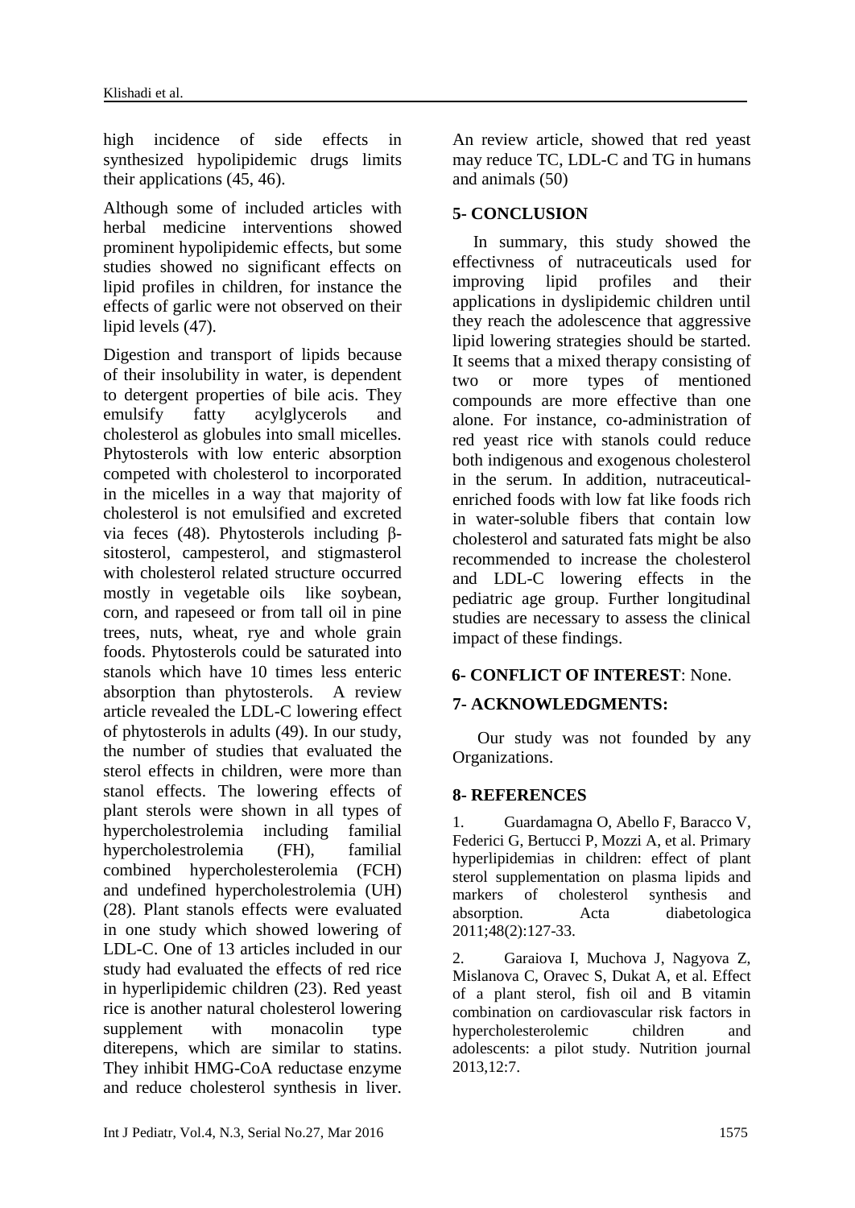high incidence of side effects in synthesized hypolipidemic drugs limits their applications (45, 46).

Although some of included articles with herbal medicine interventions showed prominent hypolipidemic effects, but some studies showed no significant effects on lipid profiles in children, for instance the effects of garlic were not observed on their lipid levels (47).

Digestion and transport of lipids because of their insolubility in water, is dependent to detergent properties of bile acis. They emulsify fatty acylglycerols and cholesterol as globules into small micelles. Phytosterols with low enteric absorption competed with cholesterol to incorporated in the micelles in a way that majority of cholesterol is not emulsified and excreted via feces (48). Phytosterols including β-sitosterol, campesterol, and stigmasterol with cholesterol related structure occurred mostly in vegetable oils like soybean, corn, and rapeseed or from tall oil in pine trees, nuts, wheat, rye and whole grain foods. Phytosterols could be saturated into stanols which have 10 times less enteric absorption than phytosterols. A review article revealed the LDL-C lowering effect of phytosterols in adults (49). In our study, the number of studies that evaluated the sterol effects in children, were more than stanol effects. The lowering effects of plant sterols were shown in all types of hypercholestrolemia including familial hypercholestrolemia (FH), familial combined hypercholesterolemia (FCH) and undefined hypercholestrolemia (UH) (28). Plant stanols effects were evaluated in one study which showed lowering of LDL-C. One of 13 articles included in our study had evaluated the effects of red rice in hyperlipidemic children (23). Red yeast rice is another natural cholesterol lowering supplement with monacolin type diterepens, which are similar to statins. They inhibit HMG-CoA reductase enzyme and reduce cholesterol synthesis in liver. An review article, showed that red yeast may reduce TC, LDL-C and TG in humans and animals (50)

## 5- CONCLUSION

In summary, this study showed the effectivness of nutraceuticals used for improving lipid profiles and their applications in dyslipidemic children until they reach the adolescence that aggressive lipid lowering strategies should be started. It seems that a mixed therapy consisting of two or more types of mentioned compounds are more effective than one alone. For instance, co-administration of red yeast rice with stanols could reduce both indigenous and exogenous cholesterol in the serum. In addition, nutraceutical-enriched foods with low fat like foods rich in water-soluble fibers that contain low cholesterol and saturated fats might be also recommended to increase the cholesterol and LDL-C lowering effects in the pediatric age group. Further longitudinal studies are necessary to assess the clinical impact of these findings.

## 6- CONFLICT OF INTEREST: None.

## 7- ACKNOWLEDGMENTS:

Our study was not founded by any Organizations.

## 8- REFERENCES

1. Guardamagna O, Abello F, Baracco V, Federici G, Bertucci P, Mozzi A, et al. Primary hyperlipidemias in children: effect of plant sterol supplementation on plasma lipids and markers of cholesterol synthesis and absorption. Acta diabetologica 2011;48(2):127-33.

2. Garaiova I, Muchova J, Nagyova Z, Mislanova C, Oravec S, Dukat A, et al. Effect of a plant sterol, fish oil and B vitamin combination on cardiovascular risk factors in hypercholesterolemic children and adolescents: a pilot study. Nutrition journal 2013,12:7.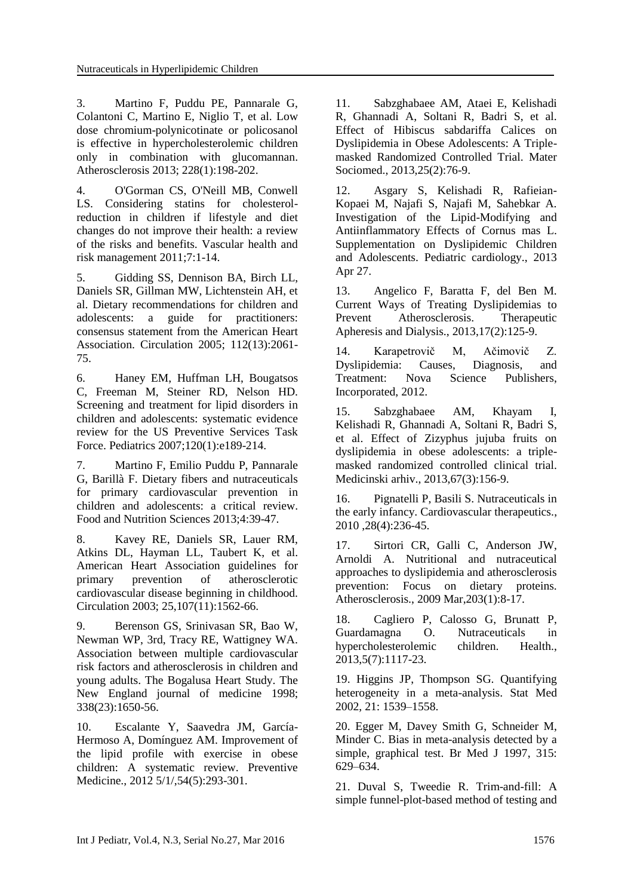3. Martino F, Puddu PE, Pannarale G, Colantoni C, Martino E, Niglio T, et al. Low dose chromium-polynicotinate or policosanol is effective in hypercholesterolemic children only in combination with glucomannan. Atherosclerosis 2013; 228(1):198-202.

4. O'Gorman CS, O'Neill MB, Conwell LS. Considering statins for cholesterol-reduction in children if lifestyle and diet changes do not improve their health: a review of the risks and benefits. Vascular health and risk management 2011;7:1-14.

5. Gidding SS, Dennison BA, Birch LL, Daniels SR, Gillman MW, Lichtenstein AH, et al. Dietary recommendations for children and adolescents: a guide for practitioners: consensus statement from the American Heart Association. Circulation 2005; 112(13):2061-75.

6. Haney EM, Huffman LH, Bougatsos C, Freeman M, Steiner RD, Nelson HD. Screening and treatment for lipid disorders in children and adolescents: systematic evidence review for the US Preventive Services Task Force. Pediatrics 2007;120(1):e189-214.

7. Martino F, Emilio Puddu P, Pannarale G, Barillà F. Dietary fibers and nutraceuticals for primary cardiovascular prevention in children and adolescents: a critical review. Food and Nutrition Sciences 2013;4:39-47.

8. Kavey RE, Daniels SR, Lauer RM, Atkins DL, Hayman LL, Taubert K, et al. American Heart Association guidelines for primary prevention of atherosclerotic cardiovascular disease beginning in childhood. Circulation 2003; 25,107(11):1562-66.

9. Berenson GS, Srinivasan SR, Bao W, Newman WP, 3rd, Tracy RE, Wattigney WA. Association between multiple cardiovascular risk factors and atherosclerosis in children and young adults. The Bogalusa Heart Study. The New England journal of medicine 1998; 338(23):1650-56.

10. Escalante Y, Saavedra JM, García-Hermoso A, Domínguez AM. Improvement of the lipid profile with exercise in obese children: A systematic review. Preventive Medicine., 2012 5/1/,54(5):293-301.

11. Sabzghabaee AM, Ataei E, Kelishadi R, Ghannadi A, Soltani R, Badri S, et al. Effect of Hibiscus sabdariffa Calices on Dyslipidemia in Obese Adolescents: A Triple-masked Randomized Controlled Trial. Mater Sociomed., 2013,25(2):76-9.

12. Asgary S, Kelishadi R, Rafieian-Kopaei M, Najafi S, Najafi M, Sahebkar A. Investigation of the Lipid-Modifying and Antiinflammatory Effects of Cornus mas L. Supplementation on Dyslipidemic Children and Adolescents. Pediatric cardiology., 2013 Apr 27.

13. Angelico F, Baratta F, del Ben M. Current Ways of Treating Dyslipidemias to Prevent Atherosclerosis. Therapeutic Apheresis and Dialysis., 2013,17(2):125-9.

14. Karapetrovič M, Ačimovič Z. Dyslipidemia: Causes, Diagnosis, and Treatment: Nova Science Publishers, Incorporated, 2012.

15. Sabzghabaee AM, Khayam I, Kelishadi R, Ghannadi A, Soltani R, Badri S, et al. Effect of Zizyphus jujuba fruits on dyslipidemia in obese adolescents: a triple-masked randomized controlled clinical trial. Medicinski arhiv., 2013,67(3):156-9.

16. Pignatelli P, Basili S. Nutraceuticals in the early infancy. Cardiovascular therapeutics., 2010 ,28(4):236-45.

17. Sirtori CR, Galli C, Anderson JW, Arnoldi A. Nutritional and nutraceutical approaches to dyslipidemia and atherosclerosis prevention: Focus on dietary proteins. Atherosclerosis., 2009 Mar,203(1):8-17.

18. Cagliero P, Calosso G, Brunatt P, Guardamagna O. Nutraceuticals in hypercholesterolemic children. Health., 2013,5(7):1117-23.

19. Higgins JP, Thompson SG. Quantifying heterogeneity in a meta-analysis. Stat Med 2002, 21: 1539–1558.

20. Egger M, Davey Smith G, Schneider M, Minder C. Bias in meta-analysis detected by a simple, graphical test. Br Med J 1997, 315: 629–634.

21. Duval S, Tweedie R. Trim-and-fill: A simple funnel-plot-based method of testing and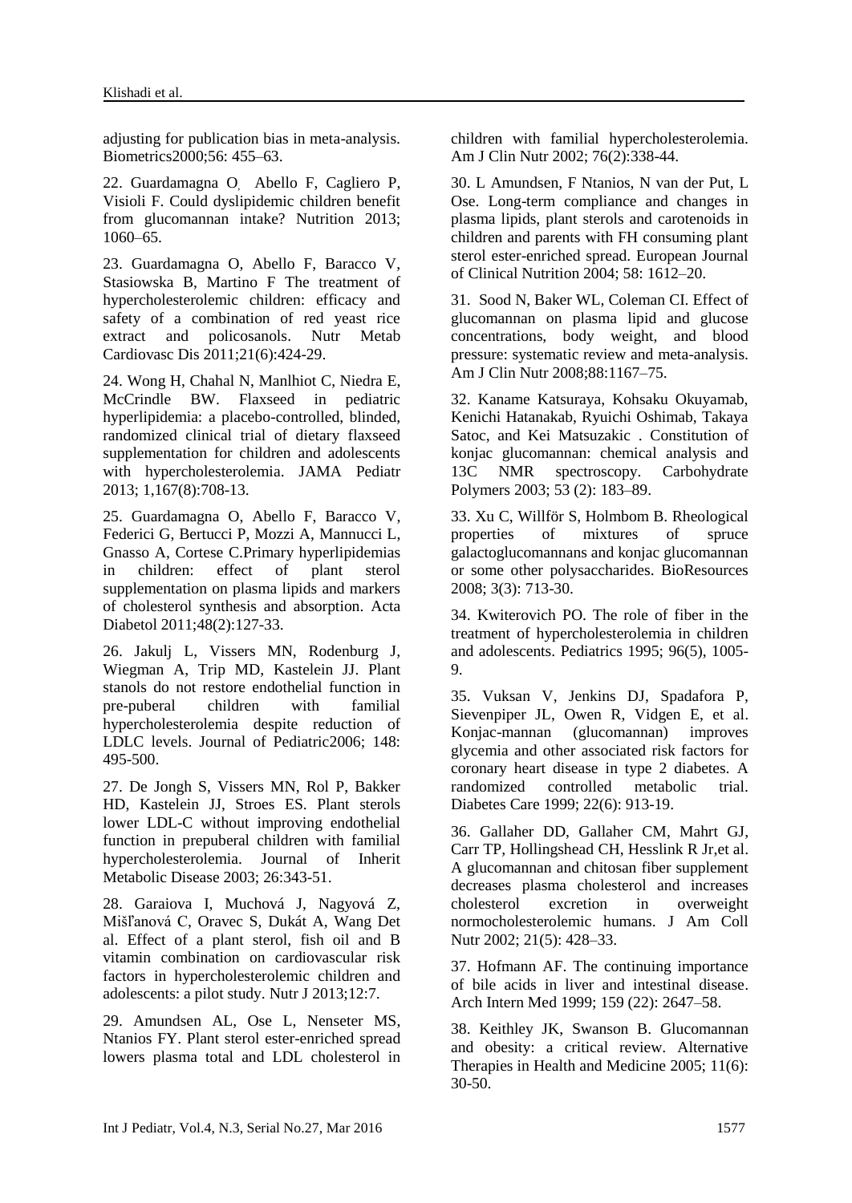adjusting for publication bias in meta-analysis. Biometrics2000;56: 455–63.

22. Guardamagna O, Abello F, Cagliero P, Visioli F. Could dyslipidemic children benefit from glucomannan intake? Nutrition 2013; 1060–65.

23. Guardamagna O, Abello F, Baracco V, Stasiowska B, Martino F The treatment of hypercholesterolemic children: efficacy and safety of a combination of red yeast rice extract and policosanols. Nutr Metab Cardiovasc Dis 2011;21(6):424-29.

24. Wong H, Chahal N, Manlhiot C, Niedra E, McCrindle BW. Flaxseed in pediatric hyperlipidemia: a placebo-controlled, blinded, randomized clinical trial of dietary flaxseed supplementation for children and adolescents with hypercholesterolemia. JAMA Pediatr 2013; 1,167(8):708-13.

25. Guardamagna O, Abello F, Baracco V, Federici G, Bertucci P, Mozzi A, Mannucci L, Gnasso A, Cortese C.Primary hyperlipidemias in children: effect of plant sterol supplementation on plasma lipids and markers of cholesterol synthesis and absorption. Acta Diabetol 2011;48(2):127-33.

26. Jakulj L, Vissers MN, Rodenburg J, Wiegman A, Trip MD, Kastelein JJ. Plant stanols do not restore endothelial function in pre-puberal children with familial hypercholesterolemia despite reduction of LDLC levels. Journal of Pediatric2006; 148: 495-500.

27. De Jongh S, Vissers MN, Rol P, Bakker HD, Kastelein JJ, Stroes ES. Plant sterols lower LDL-C without improving endothelial function in prepuberal children with familial hypercholesterolemia. Journal of Inherit Metabolic Disease 2003; 26:343-51.

28. Garaiova I, Muchová J, Nagyová Z, Mišľanová C, Oravec S, Dukát A, Wang Det al. Effect of a plant sterol, fish oil and B vitamin combination on cardiovascular risk factors in hypercholesterolemic children and adolescents: a pilot study. Nutr J 2013;12:7.

29. Amundsen AL, Ose L, Nenseter MS, Ntanios FY. Plant sterol ester-enriched spread lowers plasma total and LDL cholesterol in children with familial hypercholesterolemia. Am J Clin Nutr 2002; 76(2):338-44.

30. L Amundsen, F Ntanios, N van der Put, L Ose. Long-term compliance and changes in plasma lipids, plant sterols and carotenoids in children and parents with FH consuming plant sterol ester-enriched spread. European Journal of Clinical Nutrition 2004; 58: 1612–20.

31. Sood N, Baker WL, Coleman CI. Effect of glucomannan on plasma lipid and glucose concentrations, body weight, and blood pressure: systematic review and meta-analysis. Am J Clin Nutr 2008;88:1167–75.

32. Kaname Katsuraya, Kohsaku Okuyamab, Kenichi Hatanakab, Ryuichi Oshimab, Takaya Satoc, and Kei Matsuzakic . Constitution of konjac glucomannan: chemical analysis and 13C NMR spectroscopy. Carbohydrate Polymers 2003; 53 (2): 183–89.

33. Xu C, Willför S, Holmbom B. Rheological properties of mixtures of spruce galactoglucomannans and konjac glucomannan or some other polysaccharides. BioResources 2008; 3(3): 713-30.

34. Kwiterovich PO. The role of fiber in the treatment of hypercholesterolemia in children and adolescents. Pediatrics 1995; 96(5), 1005-9.

35. Vuksan V, Jenkins DJ, Spadafora P, Sievenpiper JL, Owen R, Vidgen E, et al. Konjac-mannan (glucomannan) improves glycemia and other associated risk factors for coronary heart disease in type 2 diabetes. A randomized controlled metabolic trial. Diabetes Care 1999; 22(6): 913-19.

36. Gallaher DD, Gallaher CM, Mahrt GJ, Carr TP, Hollingshead CH, Hesslink R Jr,et al. A glucomannan and chitosan fiber supplement decreases plasma cholesterol and increases cholesterol excretion in overweight normocholesterolemic humans. J Am Coll Nutr 2002; 21(5): 428–33.

37. Hofmann AF. The continuing importance of bile acids in liver and intestinal disease. Arch Intern Med 1999; 159 (22): 2647–58.

38. Keithley JK, Swanson B. Glucomannan and obesity: a critical review. Alternative Therapies in Health and Medicine 2005; 11(6): 30-50.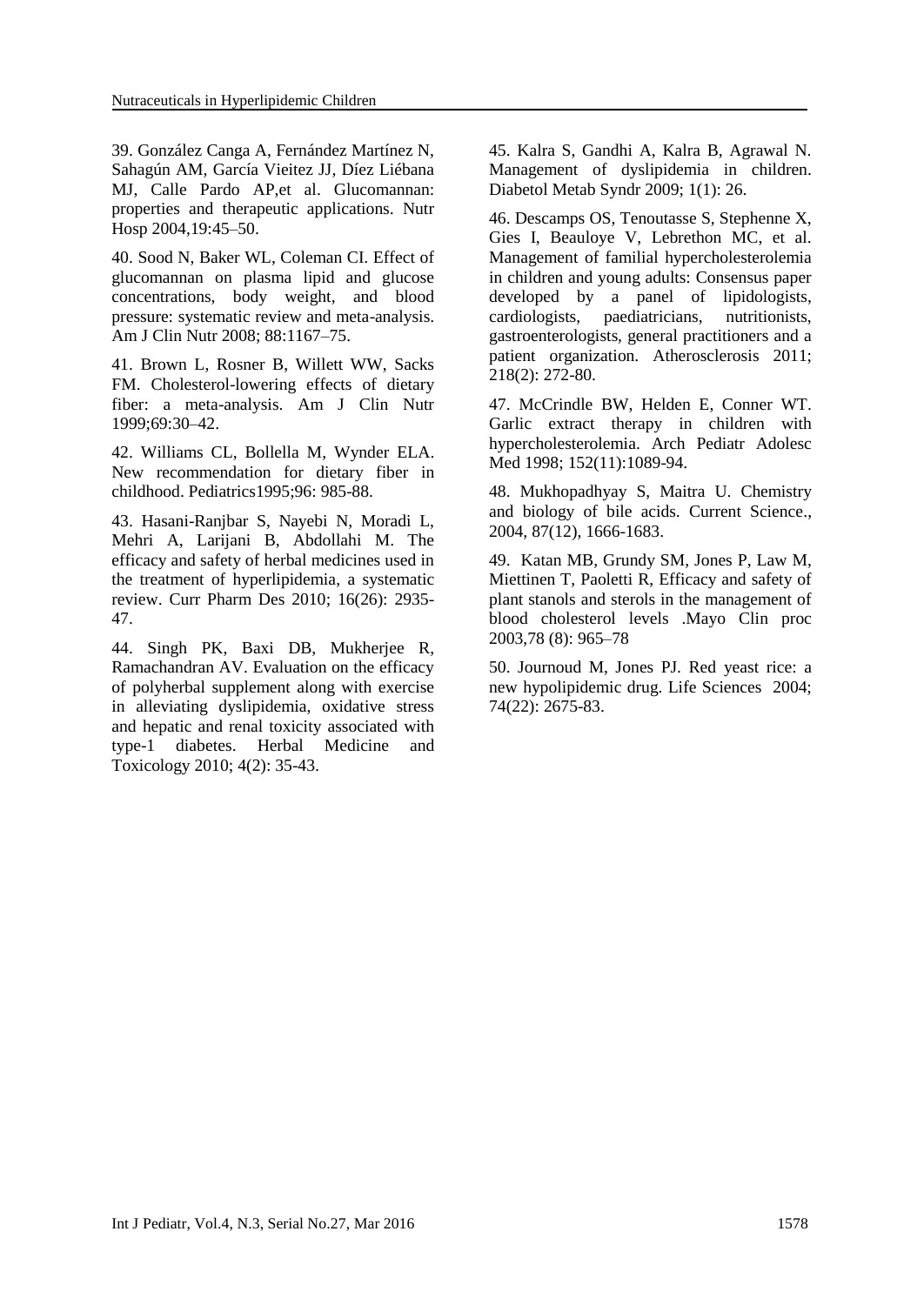39. González Canga A, Fernández Martínez N, Sahagún AM, García Vieitez JJ, Díez Liébana MJ, Calle Pardo AP,et al. Glucomannan: properties and therapeutic applications. Nutr Hosp 2004,19:45–50.

40. Sood N, Baker WL, Coleman CI. Effect of glucomannan on plasma lipid and glucose concentrations, body weight, and blood pressure: systematic review and meta-analysis. Am J Clin Nutr 2008; 88:1167–75.

41. Brown L, Rosner B, Willett WW, Sacks FM. Cholesterol-lowering effects of dietary fiber: a meta-analysis. Am J Clin Nutr 1999;69:30–42.

42. Williams CL, Bollella M, Wynder ELA. New recommendation for dietary fiber in childhood. Pediatrics1995;96: 985-88.

43. Hasani-Ranjbar S, Nayebi N, Moradi L, Mehri A, Larijani B, Abdollahi M. The efficacy and safety of herbal medicines used in the treatment of hyperlipidemia, a systematic review. Curr Pharm Des 2010; 16(26): 2935-47.

44. Singh PK, Baxi DB, Mukherjee R, Ramachandran AV. Evaluation on the efficacy of polyherbal supplement along with exercise in alleviating dyslipidemia, oxidative stress and hepatic and renal toxicity associated with type-1 diabetes. Herbal Medicine and Toxicology 2010; 4(2): 35-43.

45. Kalra S, Gandhi A, Kalra B, Agrawal N. Management of dyslipidemia in children. Diabetol Metab Syndr 2009; 1(1): 26.

46. Descamps OS, Tenoutasse S, Stephenne X, Gies I, Beauloye V, Lebrethon MC, et al. Management of familial hypercholesterolemia in children and young adults: Consensus paper developed by a panel of lipidologists, cardiologists, paediatricians, nutritionists, gastroenterologists, general practitioners and a patient organization. Atherosclerosis 2011; 218(2): 272-80.

47. McCrindle BW, Helden E, Conner WT. Garlic extract therapy in children with hypercholesterolemia. Arch Pediatr Adolesc Med 1998; 152(11):1089-94.

48. Mukhopadhyay S, Maitra U. Chemistry and biology of bile acids. Current Science., 2004, 87(12), 1666-1683.

49. Katan MB, Grundy SM, Jones P, Law M, Miettinen T, Paoletti R, Efficacy and safety of plant stanols and sterols in the management of blood cholesterol levels .Mayo Clin proc 2003,78 (8): 965–78

50. Journoud M, Jones PJ. Red yeast rice: a new hypolipidemic drug. Life Sciences 2004; 74(22): 2675-83.